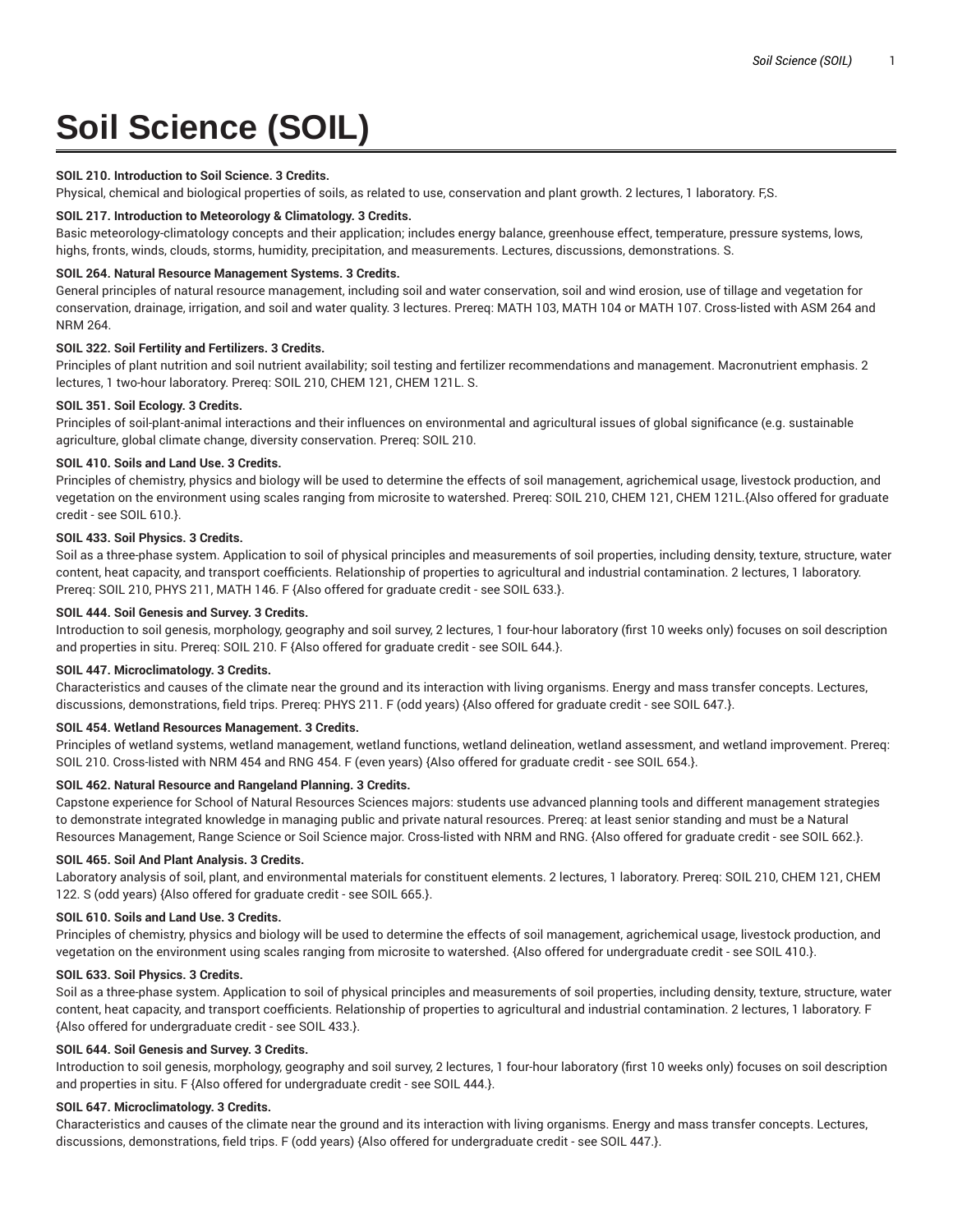# Soil Science (SOIL)

**SOIL 210. Introduction to Soil Science. 3 Credits.**

Physical, chemical and biological properties of soils, as related to use, conservation and plant growth. 2 lectures, 1 laboratory. F,S.

**SOIL 217. Introduction to Meteorology & Climatology. 3 Credits.**

Basic meteorology-climatology concepts and their application; includes energy balance, greenhouse effect, temperature, pressure systems, lows, highs, fronts, winds, clouds, storms, humidity, precipitation, and measurements. Lectures, discussions, demonstrations. S.

**SOIL 264. Natural Resource Management Systems. 3 Credits.**

General principles of natural resource management, including soil and water conservation, soil and wind erosion, use of tillage and vegetation for conservation, drainage, irrigation, and soil and water quality. 3 lectures. Prereq: MATH 103, MATH 104 or MATH 107. Cross-listed with ASM 264 and NRM 264.

**SOIL 322. Soil Fertility and Fertilizers. 3 Credits.**

Principles of plant nutrition and soil nutrient availability; soil testing and fertilizer recommendations and management. Macronutrient emphasis. 2 lectures, 1 two-hour laboratory. Prereq: SOIL 210, CHEM 121, CHEM 121L. S.

**SOIL 351. Soil Ecology. 3 Credits.**

Principles of soil-plant-animal interactions and their influences on environmental and agricultural issues of global significance (e.g. sustainable agriculture, global climate change, diversity conservation. Prereq: SOIL 210.

**SOIL 410. Soils and Land Use. 3 Credits.**

Principles of chemistry, physics and biology will be used to determine the effects of soil management, agrichemical usage, livestock production, and vegetation on the environment using scales ranging from microsite to watershed. Prereq: SOIL 210, CHEM 121, CHEM 121L.{Also offered for graduate credit - see SOIL 610.}.

**SOIL 433. Soil Physics. 3 Credits.**

Soil as a three-phase system. Application to soil of physical principles and measurements of soil properties, including density, texture, structure, water content, heat capacity, and transport coefficients. Relationship of properties to agricultural and industrial contamination. 2 lectures, 1 laboratory. Prereq: SOIL 210, PHYS 211, MATH 146. F {Also offered for graduate credit - see SOIL 633.}.

**SOIL 444. Soil Genesis and Survey. 3 Credits.**

Introduction to soil genesis, morphology, geography and soil survey, 2 lectures, 1 four-hour laboratory (first 10 weeks only) focuses on soil description and properties in situ. Prereq: SOIL 210. F {Also offered for graduate credit - see SOIL 644.}.

**SOIL 447. Microclimatology. 3 Credits.**

Characteristics and causes of the climate near the ground and its interaction with living organisms. Energy and mass transfer concepts. Lectures, discussions, demonstrations, field trips. Prereq: PHYS 211. F (odd years) {Also offered for graduate credit - see SOIL 647.}.

**SOIL 454. Wetland Resources Management. 3 Credits.**

Principles of wetland systems, wetland management, wetland functions, wetland delineation, wetland assessment, and wetland improvement. Prereq: SOIL 210. Cross-listed with NRM 454 and RNG 454. F (even years) {Also offered for graduate credit - see SOIL 654.}.

**SOIL 462. Natural Resource and Rangeland Planning. 3 Credits.**

Capstone experience for School of Natural Resources Sciences majors: students use advanced planning tools and different management strategies to demonstrate integrated knowledge in managing public and private natural resources. Prereq: at least senior standing and must be a Natural Resources Management, Range Science or Soil Science major. Cross-listed with NRM and RNG. {Also offered for graduate credit - see SOIL 662.}.

**SOIL 465. Soil And Plant Analysis. 3 Credits.**

Laboratory analysis of soil, plant, and environmental materials for constituent elements. 2 lectures, 1 laboratory. Prereq: SOIL 210, CHEM 121, CHEM 122. S (odd years) {Also offered for graduate credit - see SOIL 665.}.

**SOIL 610. Soils and Land Use. 3 Credits.**

Principles of chemistry, physics and biology will be used to determine the effects of soil management, agrichemical usage, livestock production, and vegetation on the environment using scales ranging from microsite to watershed. {Also offered for undergraduate credit - see SOIL 410.}.

**SOIL 633. Soil Physics. 3 Credits.**

Soil as a three-phase system. Application to soil of physical principles and measurements of soil properties, including density, texture, structure, water content, heat capacity, and transport coefficients. Relationship of properties to agricultural and industrial contamination. 2 lectures, 1 laboratory. F {Also offered for undergraduate credit - see SOIL 433.}.

**SOIL 644. Soil Genesis and Survey. 3 Credits.**

Introduction to soil genesis, morphology, geography and soil survey, 2 lectures, 1 four-hour laboratory (first 10 weeks only) focuses on soil description and properties in situ. F {Also offered for undergraduate credit - see SOIL 444.}.

**SOIL 647. Microclimatology. 3 Credits.**

Characteristics and causes of the climate near the ground and its interaction with living organisms. Energy and mass transfer concepts. Lectures, discussions, demonstrations, field trips. F (odd years) {Also offered for undergraduate credit - see SOIL 447.}.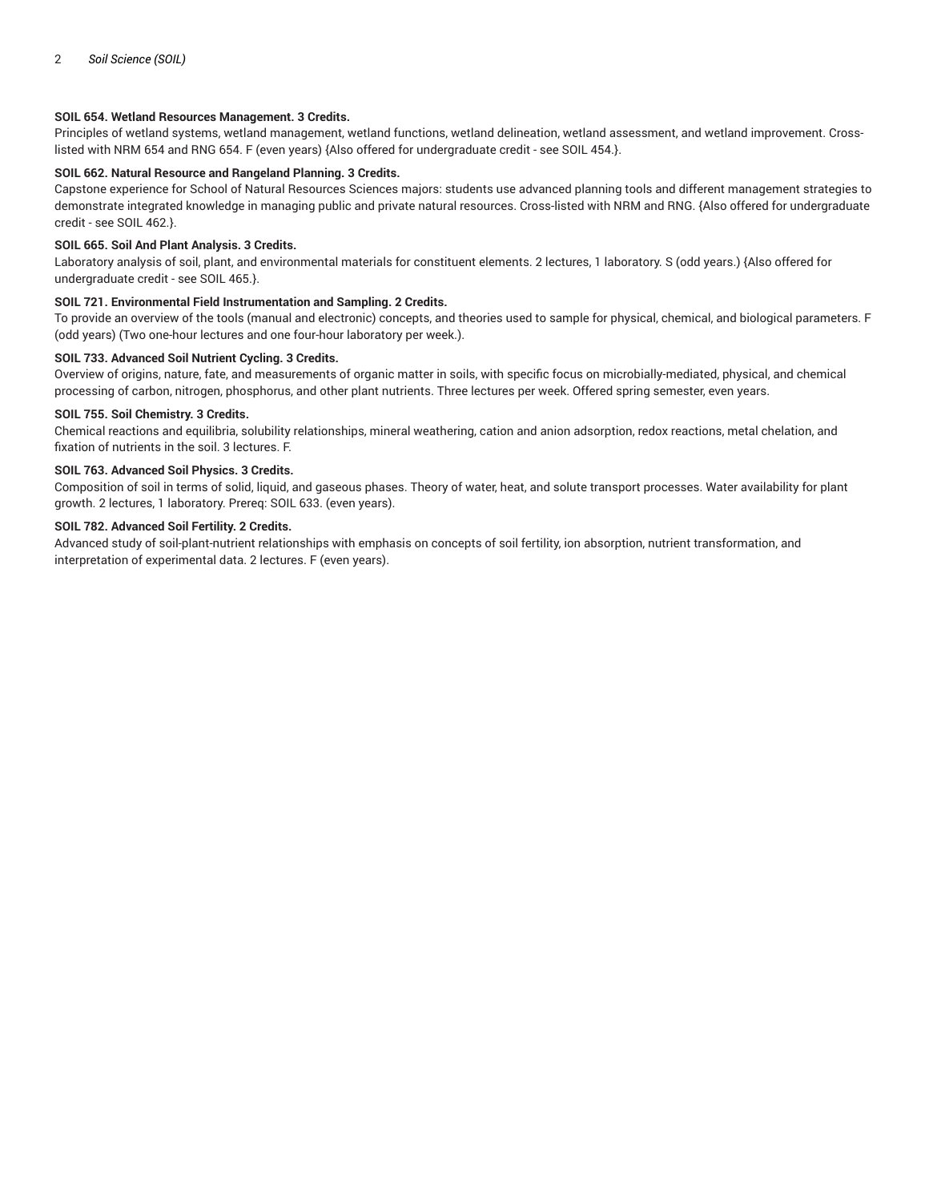**SOIL 654. Wetland Resources Management. 3 Credits.**

Principles of wetland systems, wetland management, wetland functions, wetland delineation, wetland assessment, and wetland improvement. Cross-listed with NRM 654 and RNG 654. F (even years) {Also offered for undergraduate credit - see SOIL 454.}.

**SOIL 662. Natural Resource and Rangeland Planning. 3 Credits.**

Capstone experience for School of Natural Resources Sciences majors: students use advanced planning tools and different management strategies to demonstrate integrated knowledge in managing public and private natural resources. Cross-listed with NRM and RNG. {Also offered for undergraduate credit - see SOIL 462.}.

**SOIL 665. Soil And Plant Analysis. 3 Credits.**

Laboratory analysis of soil, plant, and environmental materials for constituent elements. 2 lectures, 1 laboratory. S (odd years.) {Also offered for undergraduate credit - see SOIL 465.}.

**SOIL 721. Environmental Field Instrumentation and Sampling. 2 Credits.**

To provide an overview of the tools (manual and electronic) concepts, and theories used to sample for physical, chemical, and biological parameters. F (odd years) (Two one-hour lectures and one four-hour laboratory per week.).

**SOIL 733. Advanced Soil Nutrient Cycling. 3 Credits.**

Overview of origins, nature, fate, and measurements of organic matter in soils, with specific focus on microbially-mediated, physical, and chemical processing of carbon, nitrogen, phosphorus, and other plant nutrients. Three lectures per week. Offered spring semester, even years.

**SOIL 755. Soil Chemistry. 3 Credits.**

Chemical reactions and equilibria, solubility relationships, mineral weathering, cation and anion adsorption, redox reactions, metal chelation, and fixation of nutrients in the soil. 3 lectures. F.

**SOIL 763. Advanced Soil Physics. 3 Credits.**

Composition of soil in terms of solid, liquid, and gaseous phases. Theory of water, heat, and solute transport processes. Water availability for plant growth. 2 lectures, 1 laboratory. Prereq: SOIL 633. (even years).

**SOIL 782. Advanced Soil Fertility. 2 Credits.**

Advanced study of soil-plant-nutrient relationships with emphasis on concepts of soil fertility, ion absorption, nutrient transformation, and interpretation of experimental data. 2 lectures. F (even years).